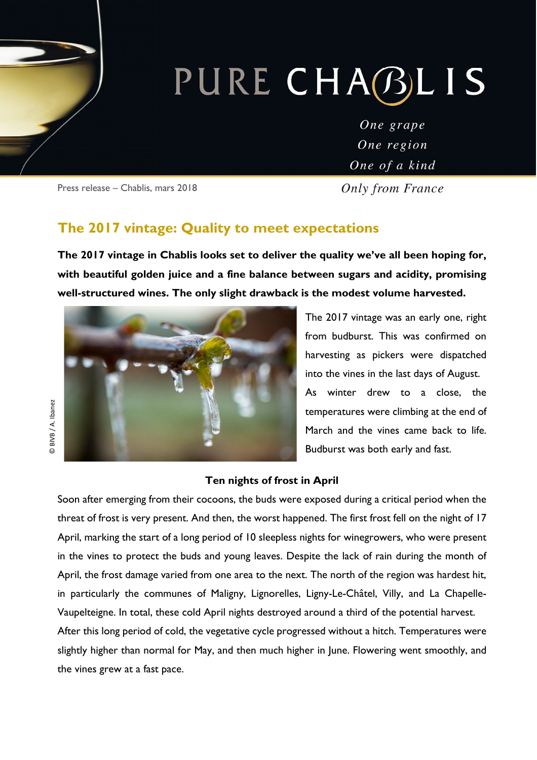PURE CHABLIS

*One grape*
*One region*
*One of a kind*

*Only from France*

Press release – Chablis, mars 2018

## The 2017 vintage: Quality to meet expectations

**The 2017 vintage in Chablis looks set to deliver the quality we've all been hoping for, with beautiful golden juice and a fine balance between sugars and acidity, promising well-structured wines. The only slight drawback is the modest volume harvested.**

© BIVB / A. Ibanez

The 2017 vintage was an early one, right from budburst. This was confirmed on harvesting as pickers were dispatched into the vines in the last days of August. As winter drew to a close, the temperatures were climbing at the end of March and the vines came back to life. Budburst was both early and fast.

### Ten nights of frost in April

Soon after emerging from their cocoons, the buds were exposed during a critical period when the threat of frost is very present. And then, the worst happened. The first frost fell on the night of 17 April, marking the start of a long period of 10 sleepless nights for winegrowers, who were present in the vines to protect the buds and young leaves. Despite the lack of rain during the month of April, the frost damage varied from one area to the next. The north of the region was hardest hit, in particularly the communes of Maligny, Lignorelles, Ligny-Le-Châtel, Villy, and La Chapelle-Vaupelteigne. In total, these cold April nights destroyed around a third of the potential harvest.

After this long period of cold, the vegetative cycle progressed without a hitch. Temperatures were slightly higher than normal for May, and then much higher in June. Flowering went smoothly, and the vines grew at a fast pace.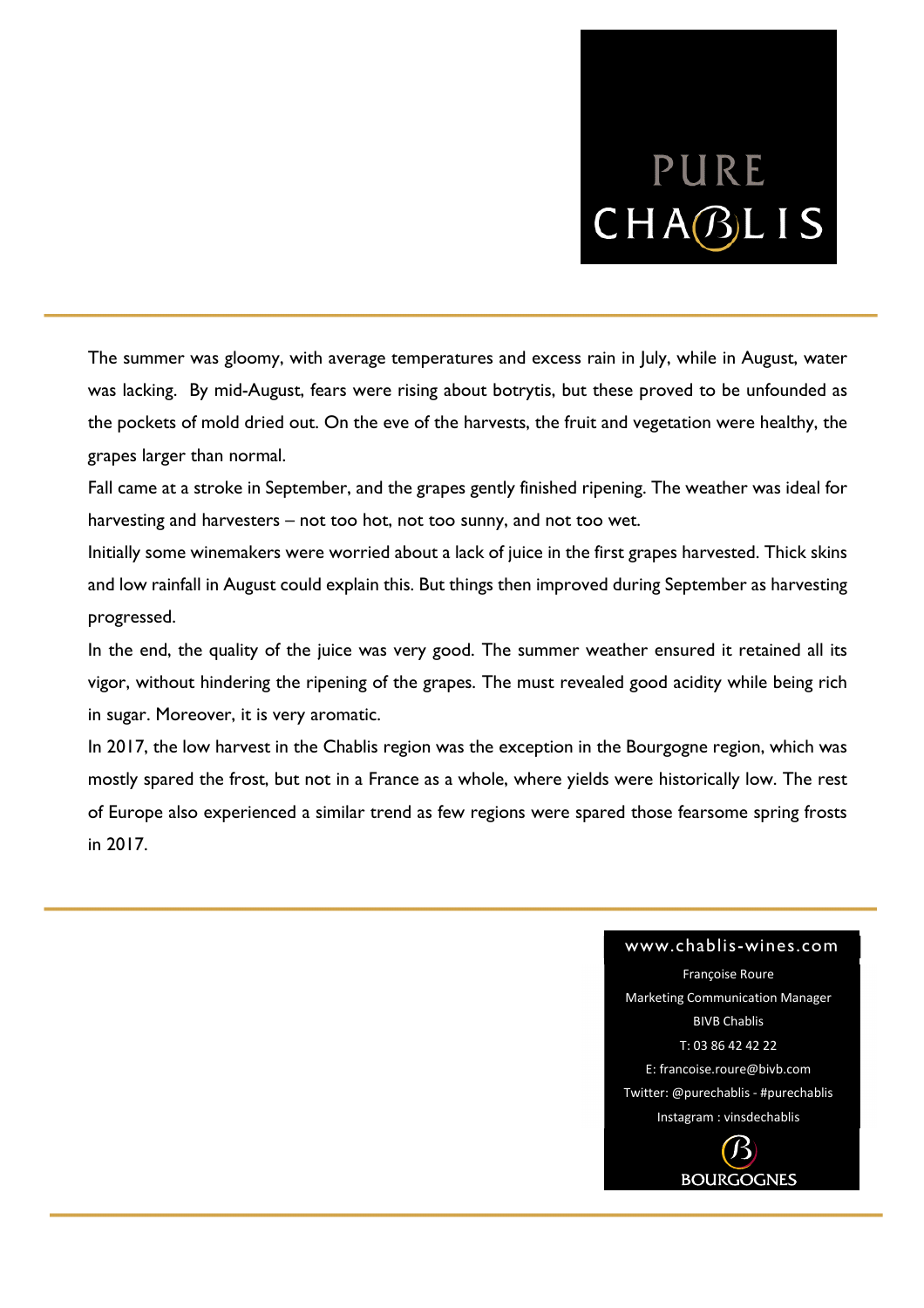PURE CHABLIS

The summer was gloomy, with average temperatures and excess rain in July, while in August, water was lacking. By mid-August, fears were rising about botrytis, but these proved to be unfounded as the pockets of mold dried out. On the eve of the harvests, the fruit and vegetation were healthy, the grapes larger than normal.

Fall came at a stroke in September, and the grapes gently finished ripening. The weather was ideal for harvesting and harvesters – not too hot, not too sunny, and not too wet.

Initially some winemakers were worried about a lack of juice in the first grapes harvested. Thick skins and low rainfall in August could explain this. But things then improved during September as harvesting progressed.

In the end, the quality of the juice was very good. The summer weather ensured it retained all its vigor, without hindering the ripening of the grapes. The must revealed good acidity while being rich in sugar. Moreover, it is very aromatic.

In 2017, the low harvest in the Chablis region was the exception in the Bourgogne region, which was mostly spared the frost, but not in a France as a whole, where yields were historically low. The rest of Europe also experienced a similar trend as few regions were spared those fearsome spring frosts in 2017.

www.chablis-wines.com

Françoise Roure
Marketing Communication Manager
BIVB Chablis
T: 03 86 42 42 22
E: francoise.roure@bivb.com
Twitter: @purechablis - #purechablis
Instagram : vinsdechablis

BOURGOGNES